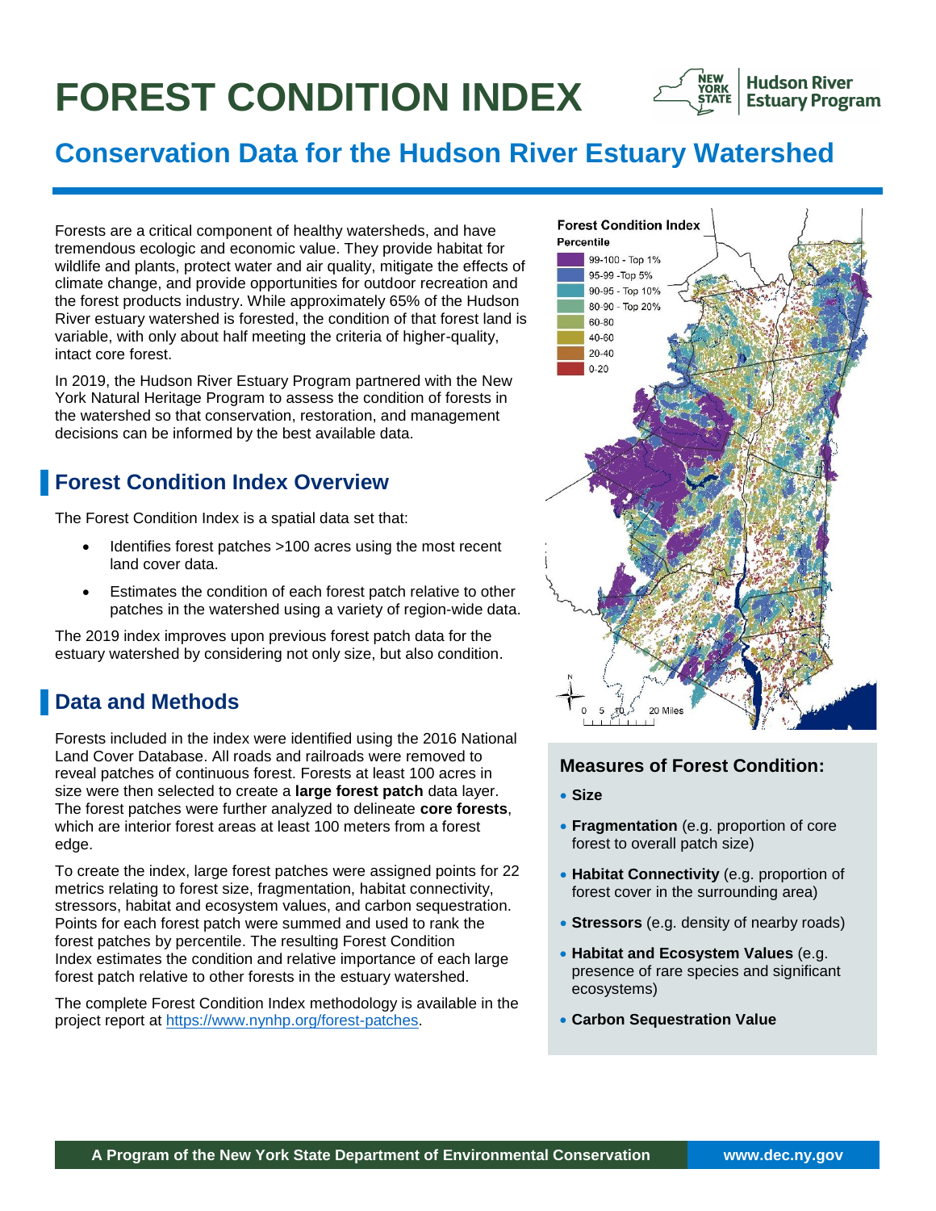# FOREST CONDITION INDEX

Hudson River Estuary Program

## Conservation Data for the Hudson River Estuary Watershed

Forests are a critical component of healthy watersheds, and have tremendous ecologic and economic value. They provide habitat for wildlife and plants, protect water and air quality, mitigate the effects of climate change, and provide opportunities for outdoor recreation and the forest products industry. While approximately 65% of the Hudson River estuary watershed is forested, the condition of that forest land is variable, with only about half meeting the criteria of higher-quality, intact core forest.

In 2019, the Hudson River Estuary Program partnered with the New York Natural Heritage Program to assess the condition of forests in the watershed so that conservation, restoration, and management decisions can be informed by the best available data.

## Forest Condition Index Overview

The Forest Condition Index is a spatial data set that:

- Identifies forest patches >100 acres using the most recent land cover data.
- Estimates the condition of each forest patch relative to other patches in the watershed using a variety of region-wide data.

The 2019 index improves upon previous forest patch data for the estuary watershed by considering not only size, but also condition.

## Data and Methods

Forests included in the index were identified using the 2016 National Land Cover Database. All roads and railroads were removed to reveal patches of continuous forest. Forests at least 100 acres in size were then selected to create a **large forest patch** data layer. The forest patches were further analyzed to delineate **core forests**, which are interior forest areas at least 100 meters from a forest edge.

To create the index, large forest patches were assigned points for 22 metrics relating to forest size, fragmentation, habitat connectivity, stressors, habitat and ecosystem values, and carbon sequestration. Points for each forest patch were summed and used to rank the forest patches by percentile. The resulting Forest Condition Index estimates the condition and relative importance of each large forest patch relative to other forests in the estuary watershed.

The complete Forest Condition Index methodology is available in the project report at https://www.nynhp.org/forest-patches.

**Forest Condition Index**
Percentile

- 99-100 - Top 1%
- 95-99 -Top 5%
- 90-95 - Top 10%
- 80-90 - Top 20%
- 60-80
- 40-60
- 20-40
- 0-20

0 5 10 20 Miles

### Measures of Forest Condition:

- **Size**
- **Fragmentation** (e.g. proportion of core forest to overall patch size)
- **Habitat Connectivity** (e.g. proportion of forest cover in the surrounding area)
- **Stressors** (e.g. density of nearby roads)
- **Habitat and Ecosystem Values** (e.g. presence of rare species and significant ecosystems)
- **Carbon Sequestration Value**

A Program of the New York State Department of Environmental Conservation www.dec.ny.gov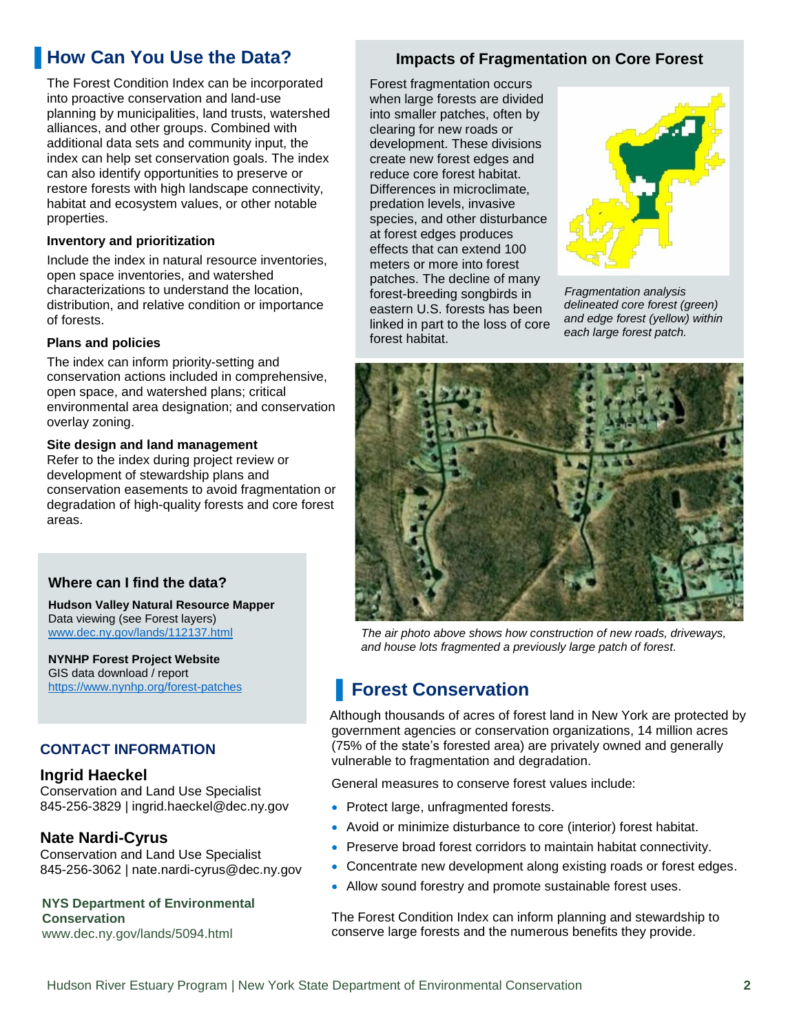## How Can You Use the Data?

The Forest Condition Index can be incorporated into proactive conservation and land-use planning by municipalities, land trusts, watershed alliances, and other groups. Combined with additional data sets and community input, the index can help set conservation goals. The index can also identify opportunities to preserve or restore forests with high landscape connectivity, habitat and ecosystem values, or other notable properties.

#### Inventory and prioritization

Include the index in natural resource inventories, open space inventories, and watershed characterizations to understand the location, distribution, and relative condition or importance of forests.

#### Plans and policies

The index can inform priority-setting and conservation actions included in comprehensive, open space, and watershed plans; critical environmental area designation; and conservation overlay zoning.

#### Site design and land management

Refer to the index during project review or development of stewardship plans and conservation easements to avoid fragmentation or degradation of high-quality forests and core forest areas.

### Where can I find the data?

**Hudson Valley Natural Resource Mapper**
Data viewing (see Forest layers)
www.dec.ny.gov/lands/112137.html

**NYNHP Forest Project Website**
GIS data download / report
https://www.nynhp.org/forest-patches

### CONTACT INFORMATION

**Ingrid Haeckel**
Conservation and Land Use Specialist
845-256-3829 | ingrid.haeckel@dec.ny.gov

**Nate Nardi-Cyrus**
Conservation and Land Use Specialist
845-256-3062 | nate.nardi-cyrus@dec.ny.gov

**NYS Department of Environmental Conservation**
www.dec.ny.gov/lands/5094.html

### Impacts of Fragmentation on Core Forest

Forest fragmentation occurs when large forests are divided into smaller patches, often by clearing for new roads or development. These divisions create new forest edges and reduce core forest habitat. Differences in microclimate, predation levels, invasive species, and other disturbance at forest edges produces effects that can extend 100 meters or more into forest patches. The decline of many forest-breeding songbirds in eastern U.S. forests has been linked in part to the loss of core forest habitat.

*Fragmentation analysis delineated core forest (green) and edge forest (yellow) within each large forest patch.*

*The air photo above shows how construction of new roads, driveways, and house lots fragmented a previously large patch of forest.*

## Forest Conservation

Although thousands of acres of forest land in New York are protected by government agencies or conservation organizations, 14 million acres (75% of the state's forested area) are privately owned and generally vulnerable to fragmentation and degradation.

General measures to conserve forest values include:

- Protect large, unfragmented forests.
- Avoid or minimize disturbance to core (interior) forest habitat.
- Preserve broad forest corridors to maintain habitat connectivity.
- Concentrate new development along existing roads or forest edges.
- Allow sound forestry and promote sustainable forest uses.

The Forest Condition Index can inform planning and stewardship to conserve large forests and the numerous benefits they provide.